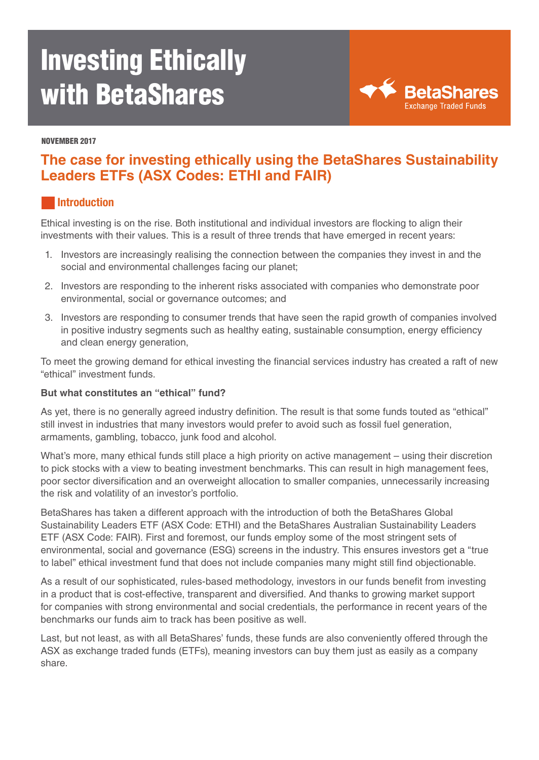# Investing Ethically with BetaShares

BetaShares Exchange Traded Funds

NOVEMBER 2017

## The case for investing ethically using the BetaShares Sustainability Leaders ETFs (ASX Codes: ETHI and FAIR)

### Introduction

Ethical investing is on the rise. Both institutional and individual investors are flocking to align their investments with their values. This is a result of three trends that have emerged in recent years:

1. Investors are increasingly realising the connection between the companies they invest in and the social and environmental challenges facing our planet;
2. Investors are responding to the inherent risks associated with companies who demonstrate poor environmental, social or governance outcomes; and
3. Investors are responding to consumer trends that have seen the rapid growth of companies involved in positive industry segments such as healthy eating, sustainable consumption, energy efficiency and clean energy generation,

To meet the growing demand for ethical investing the financial services industry has created a raft of new "ethical" investment funds.

**But what constitutes an "ethical" fund?**

As yet, there is no generally agreed industry definition. The result is that some funds touted as "ethical" still invest in industries that many investors would prefer to avoid such as fossil fuel generation, armaments, gambling, tobacco, junk food and alcohol.

What's more, many ethical funds still place a high priority on active management – using their discretion to pick stocks with a view to beating investment benchmarks. This can result in high management fees, poor sector diversification and an overweight allocation to smaller companies, unnecessarily increasing the risk and volatility of an investor's portfolio.

BetaShares has taken a different approach with the introduction of both the BetaShares Global Sustainability Leaders ETF (ASX Code: ETHI) and the BetaShares Australian Sustainability Leaders ETF (ASX Code: FAIR). First and foremost, our funds employ some of the most stringent sets of environmental, social and governance (ESG) screens in the industry. This ensures investors get a "true to label" ethical investment fund that does not include companies many might still find objectionable.

As a result of our sophisticated, rules-based methodology, investors in our funds benefit from investing in a product that is cost-effective, transparent and diversified. And thanks to growing market support for companies with strong environmental and social credentials, the performance in recent years of the benchmarks our funds aim to track has been positive as well.

Last, but not least, as with all BetaShares' funds, these funds are also conveniently offered through the ASX as exchange traded funds (ETFs), meaning investors can buy them just as easily as a company share.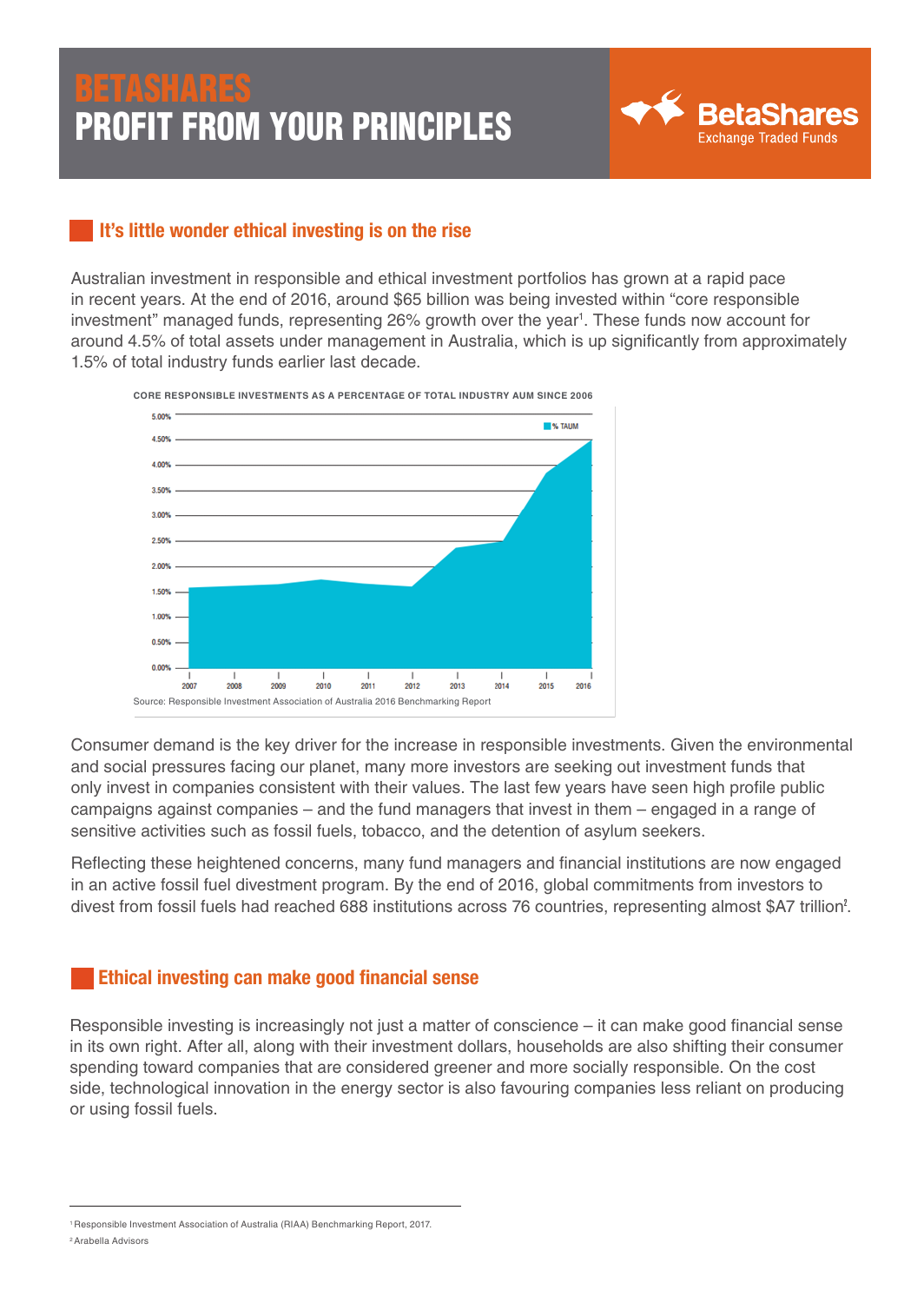# BETASHARES
# PROFIT FROM YOUR PRINCIPLES

## It's little wonder ethical investing is on the rise

Australian investment in responsible and ethical investment portfolios has grown at a rapid pace in recent years. At the end of 2016, around $65 billion was being invested within "core responsible investment" managed funds, representing 26% growth over the year[1]. These funds now account for around 4.5% of total assets under management in Australia, which is up significantly from approximately 1.5% of total industry funds earlier last decade.

**CORE RESPONSIBLE INVESTMENTS AS A PERCENTAGE OF TOTAL INDUSTRY AUM SINCE 2006**

Source: Responsible Investment Association of Australia 2016 Benchmarking Report

Consumer demand is the key driver for the increase in responsible investments. Given the environmental and social pressures facing our planet, many more investors are seeking out investment funds that only invest in companies consistent with their values. The last few years have seen high profile public campaigns against companies – and the fund managers that invest in them – engaged in a range of sensitive activities such as fossil fuels, tobacco, and the detention of asylum seekers.

Reflecting these heightened concerns, many fund managers and financial institutions are now engaged in an active fossil fuel divestment program. By the end of 2016, global commitments from investors to divest from fossil fuels had reached 688 institutions across 76 countries, representing almost $A7 trillion[2].

## Ethical investing can make good financial sense

Responsible investing is increasingly not just a matter of conscience – it can make good financial sense in its own right. After all, along with their investment dollars, households are also shifting their consumer spending toward companies that are considered greener and more socially responsible. On the cost side, technological innovation in the energy sector is also favouring companies less reliant on producing or using fossil fuels.

---

[1] Responsible Investment Association of Australia (RIAA) Benchmarking Report, 2017.

[2] Arabella Advisors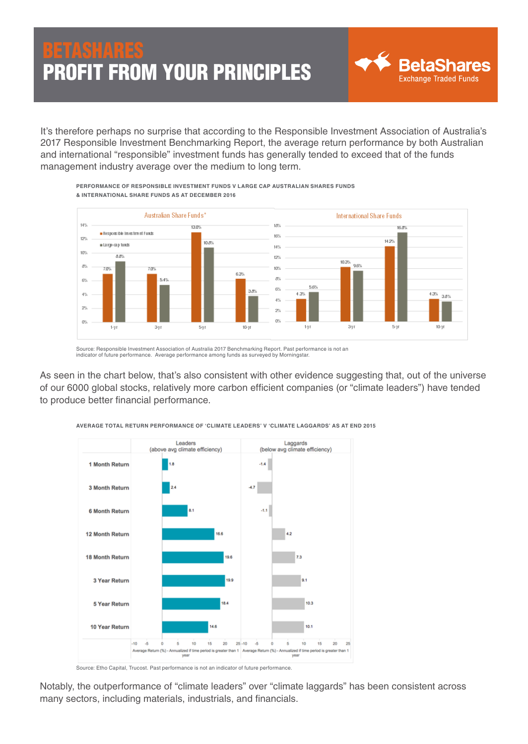It's therefore perhaps no surprise that according to the Responsible Investment Association of Australia's 2017 Responsible Investment Benchmarking Report, the average return performance by both Australian and international "responsible" investment funds has generally tended to exceed that of the funds management industry average over the medium to long term.

**PERFORMANCE OF RESPONSIBLE INVESTMENT FUNDS V LARGE CAP AUSTRALIAN SHARES FUNDS & INTERNATIONAL SHARE FUNDS AS AT DECEMBER 2016**

Australian Share Funds*

| | Responsible Investment Funds | Large-cap funds |
|---|---|---|
| 1-yr | 7.0% | 8.8% |
| 3-yr | 7.0% | 5.4% |
| 5-yr | 13.0% | 10.8% |
| 10-yr | 6.3% | 3.8% |

International Share Funds

| | Responsible Investment Funds | Large-cap funds |
|---|---|---|
| 1-yr | 4.3% | 5.6% |
| 3-yr | 10.3% | 9.6% |
| 5-yr | 14.2% | 16.8% |
| 10-yr | 4.3% | 3.8% |

Source: Responsible Investment Association of Australia 2017 Benchmarking Report. Past performance is not an indicator of future performance. Average performance among funds as surveyed by Morningstar.

As seen in the chart below, that's also consistent with other evidence suggesting that, out of the universe of our 6000 global stocks, relatively more carbon efficient companies (or "climate leaders") have tended to produce better financial performance.

**AVERAGE TOTAL RETURN PERFORMANCE OF 'CLIMATE LEADERS' V 'CLIMATE LAGGARDS' AS AT END 2015**

| | Leaders (above avg climate efficiency) | Laggards (below avg climate efficiency) |
|---|---|---|
| 1 Month Return | 1.8 | -1.4 |
| 3 Month Return | 2.4 | -4.7 |
| 6 Month Return | 8.1 | -1.1 |
| 12 Month Return | 16.6 | 4.2 |
| 18 Month Return | 19.6 | 7.3 |
| 3 Year Return | 19.9 | 9.1 |
| 5 Year Return | 18.4 | 10.3 |
| 10 Year Return | 14.6 | 10.1 |

Average Return (%) - Annualized if time period is greater than 1 year

Source: Etho Capital, Trucost. Past performance is not an indicator of future performance.

Notably, the outperformance of "climate leaders" over "climate laggards" has been consistent across many sectors, including materials, industrials, and financials.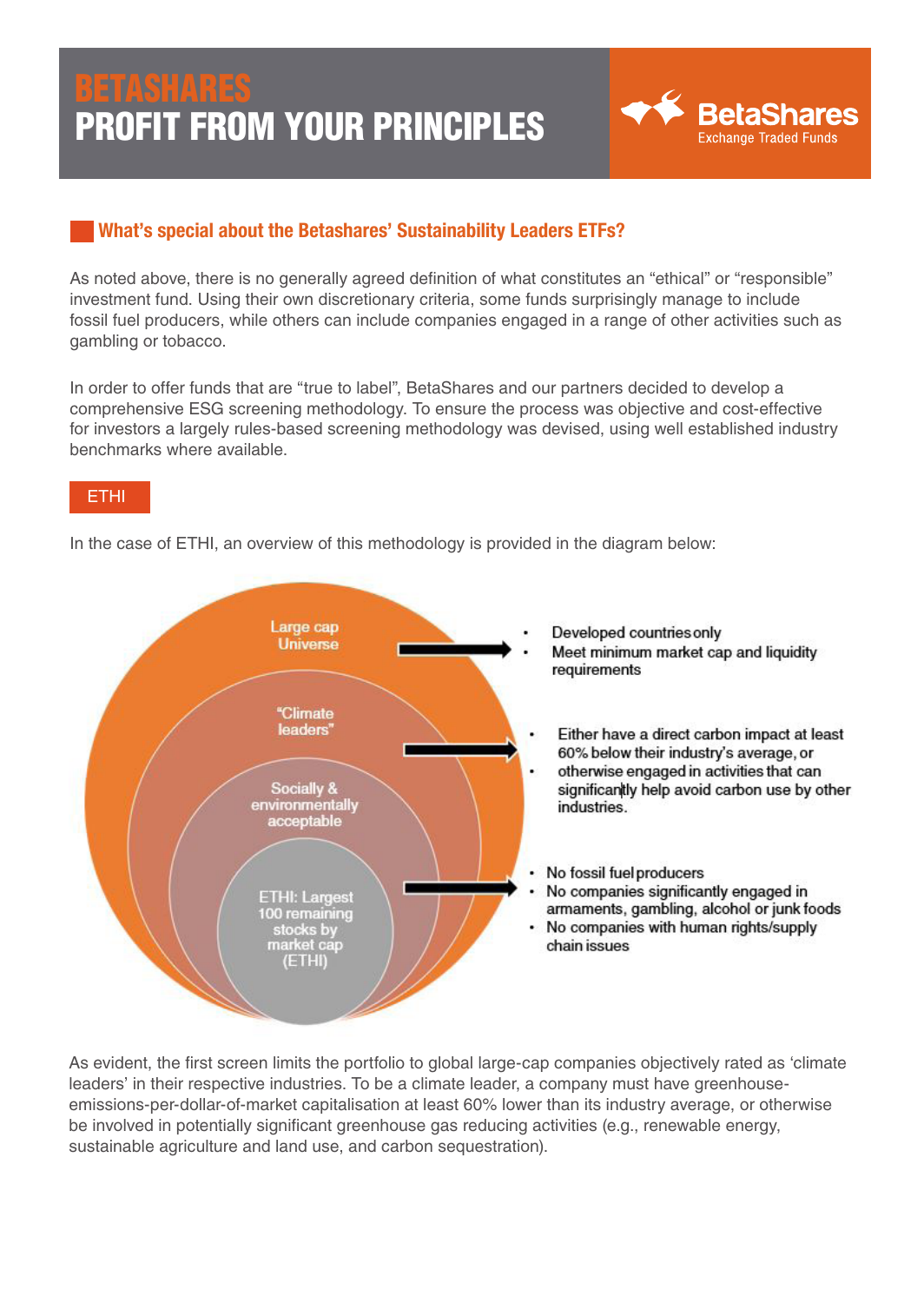# BETASHARES
# PROFIT FROM YOUR PRINCIPLES

## What's special about the Betashares' Sustainability Leaders ETFs?

As noted above, there is no generally agreed definition of what constitutes an "ethical" or "responsible" investment fund. Using their own discretionary criteria, some funds surprisingly manage to include fossil fuel producers, while others can include companies engaged in a range of other activities such as gambling or tobacco.

In order to offer funds that are "true to label", BetaShares and our partners decided to develop a comprehensive ESG screening methodology. To ensure the process was objective and cost-effective for investors a largely rules-based screening methodology was devised, using well established industry benchmarks where available.

### ETHI

In the case of ETHI, an overview of this methodology is provided in the diagram below:

**Large cap Universe**
- Developed countries only
- Meet minimum market cap and liquidity requirements

**"Climate leaders"**
- Either have a direct carbon impact at least 60% below their industry's average, or
- otherwise engaged in activities that can significantly help avoid carbon use by other industries.

**Socially & environmentally acceptable**
- No fossil fuel producers
- No companies significantly engaged in armaments, gambling, alcohol or junk foods
- No companies with human rights/supply chain issues

**ETHI: Largest 100 remaining stocks by market cap (ETHI)**

As evident, the first screen limits the portfolio to global large-cap companies objectively rated as 'climate leaders' in their respective industries. To be a climate leader, a company must have greenhouse-emissions-per-dollar-of-market capitalisation at least 60% lower than its industry average, or otherwise be involved in potentially significant greenhouse gas reducing activities (e.g., renewable energy, sustainable agriculture and land use, and carbon sequestration).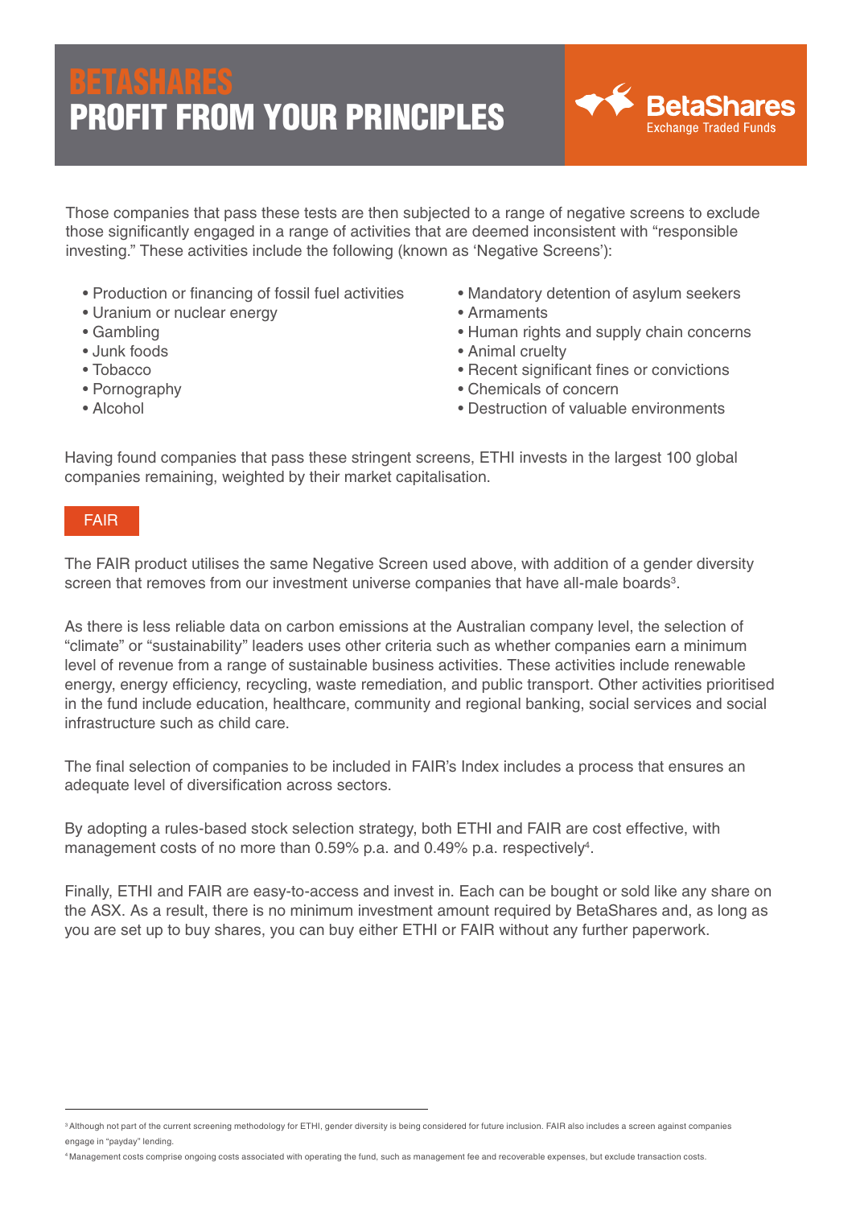Those companies that pass these tests are then subjected to a range of negative screens to exclude those significantly engaged in a range of activities that are deemed inconsistent with "responsible investing." These activities include the following (known as 'Negative Screens'):

- Production or financing of fossil fuel activities
- Uranium or nuclear energy
- Gambling
- Junk foods
- Tobacco
- Pornography
- Alcohol
- Mandatory detention of asylum seekers
- Armaments
- Human rights and supply chain concerns
- Animal cruelty
- Recent significant fines or convictions
- Chemicals of concern
- Destruction of valuable environments

Having found companies that pass these stringent screens, ETHI invests in the largest 100 global companies remaining, weighted by their market capitalisation.

## FAIR

The FAIR product utilises the same Negative Screen used above, with addition of a gender diversity screen that removes from our investment universe companies that have all-male boards[3].

As there is less reliable data on carbon emissions at the Australian company level, the selection of "climate" or "sustainability" leaders uses other criteria such as whether companies earn a minimum level of revenue from a range of sustainable business activities. These activities include renewable energy, energy efficiency, recycling, waste remediation, and public transport. Other activities prioritised in the fund include education, healthcare, community and regional banking, social services and social infrastructure such as child care.

The final selection of companies to be included in FAIR's Index includes a process that ensures an adequate level of diversification across sectors.

By adopting a rules-based stock selection strategy, both ETHI and FAIR are cost effective, with management costs of no more than 0.59% p.a. and 0.49% p.a. respectively[4].

Finally, ETHI and FAIR are easy-to-access and invest in. Each can be bought or sold like any share on the ASX. As a result, there is no minimum investment amount required by BetaShares and, as long as you are set up to buy shares, you can buy either ETHI or FAIR without any further paperwork.

---

[3] Although not part of the current screening methodology for ETHI, gender diversity is being considered for future inclusion. FAIR also includes a screen against companies engage in "payday" lending.

[4] Management costs comprise ongoing costs associated with operating the fund, such as management fee and recoverable expenses, but exclude transaction costs.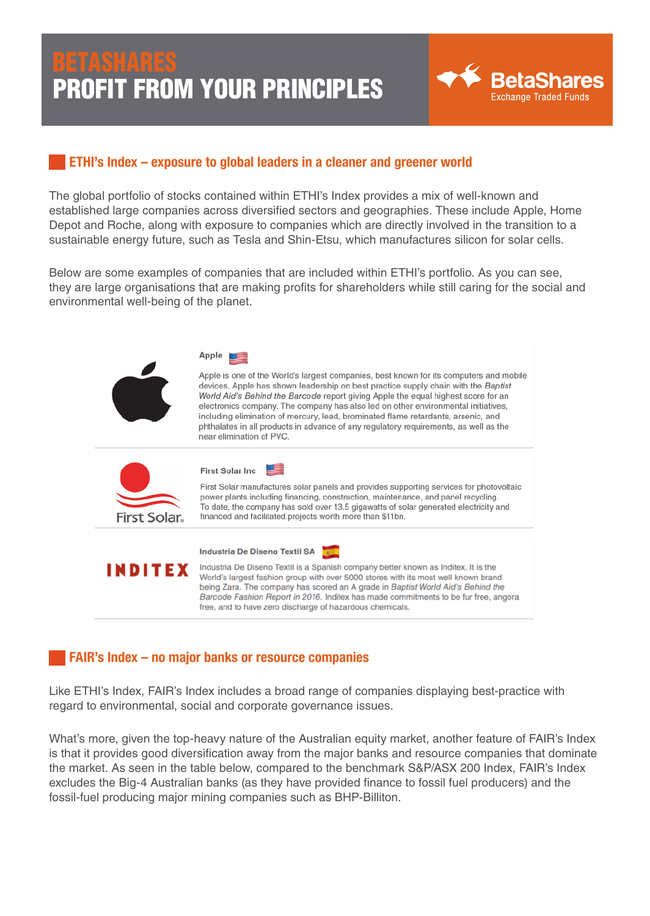# BETASHARES
# PROFIT FROM YOUR PRINCIPLES

## ETHI's Index – exposure to global leaders in a cleaner and greener world

The global portfolio of stocks contained within ETHI's Index provides a mix of well-known and established large companies across diversified sectors and geographies. These include Apple, Home Depot and Roche, along with exposure to companies which are directly involved in the transition to a sustainable energy future, such as Tesla and Shin-Etsu, which manufactures silicon for solar cells.

Below are some examples of companies that are included within ETHI's portfolio. As you can see, they are large organisations that are making profits for shareholders while still caring for the social and environmental well-being of the planet.

**Apple**

Apple is one of the World's largest companies, best known for its computers and mobile devices. Apple has shown leadership on best practice supply chain with the *Baptist World Aid's Behind the Barcode* report giving Apple the equal highest score for an electronics company. The company has also led on other environmental initiatives, including elimination of mercury, lead, brominated flame retardants, arsenic, and phthalates in all products in advance of any regulatory requirements, as well as the near elimination of PVC.

**First Solar Inc**

First Solar manufactures solar panels and provides supporting services for photovoltaic power plants including financing, construction, maintenance, and panel recycling. To date, the company has sold over 13.5 gigawatts of solar generated electricity and financed and facilitated projects worth more than $11bn.

**Industria De Diseno Textil SA**

Industria De Diseno Textil is a Spanish company better known as Inditex. It is the World's largest fashion group with over 5000 stores with its most well known brand being Zara. The company has scored an A grade in *Baptist World Aid's Behind the Barcode Fashion Report in 2016.* Inditex has made commitments to be fur free, angora free, and to have zero discharge of hazardous chemicals.

## FAIR's Index – no major banks or resource companies

Like ETHI's Index, FAIR's Index includes a broad range of companies displaying best-practice with regard to environmental, social and corporate governance issues.

What's more, given the top-heavy nature of the Australian equity market, another feature of FAIR's Index is that it provides good diversification away from the major banks and resource companies that dominate the market. As seen in the table below, compared to the benchmark S&P/ASX 200 Index, FAIR's Index excludes the Big-4 Australian banks (as they have provided finance to fossil fuel producers) and the fossil-fuel producing major mining companies such as BHP-Billiton.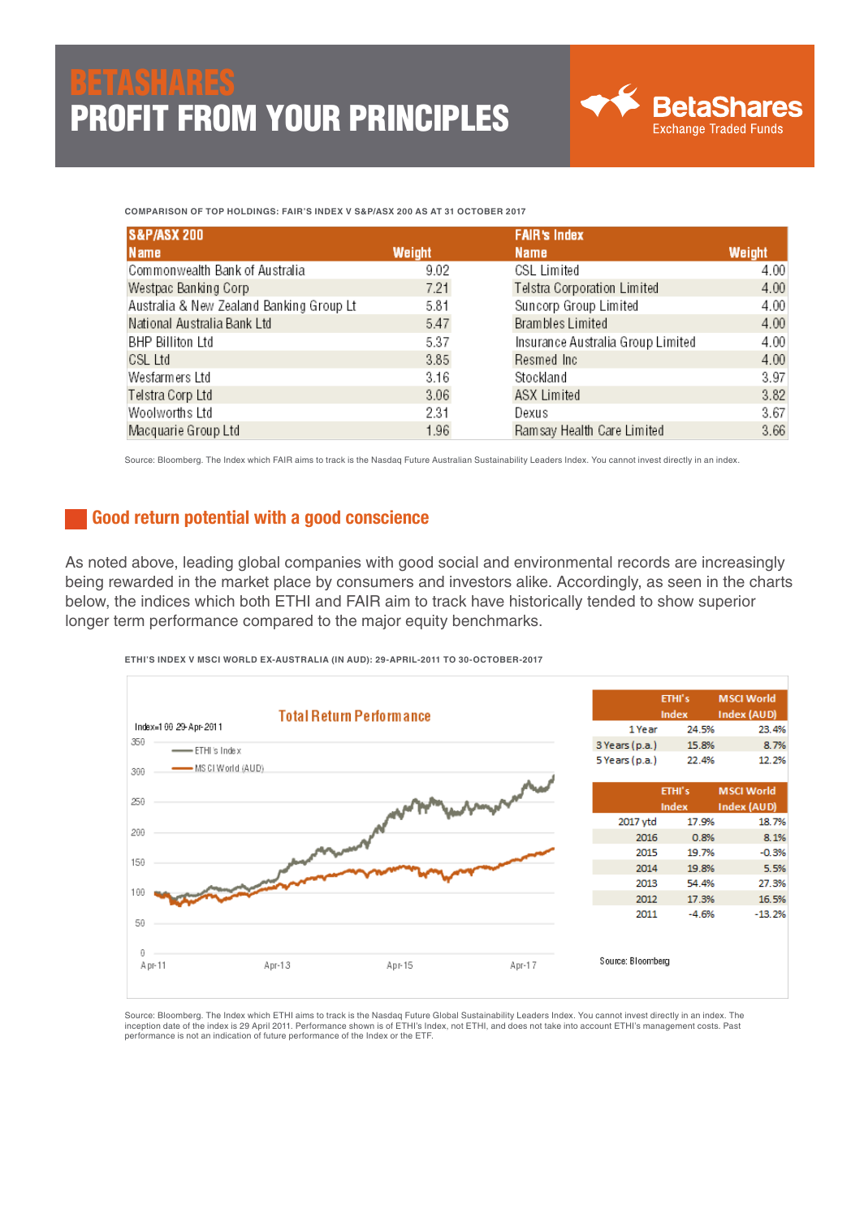# BETASHARES
# PROFIT FROM YOUR PRINCIPLES

BetaShares Exchange Traded Funds

**COMPARISON OF TOP HOLDINGS: FAIR'S INDEX V S&P/ASX 200 AS AT 31 OCTOBER 2017**

| S&P/ASX 200 | | FAIR's Index | |
|---|---|---|---|
| **Name** | **Weight** | **Name** | **Weight** |
| Commonwealth Bank of Australia | 9.02 | CSL Limited | 4.00 |
| Westpac Banking Corp | 7.21 | Telstra Corporation Limited | 4.00 |
| Australia & New Zealand Banking Group Lt | 5.81 | Suncorp Group Limited | 4.00 |
| National Australia Bank Ltd | 5.47 | Brambles Limited | 4.00 |
| BHP Billiton Ltd | 5.37 | Insurance Australia Group Limited | 4.00 |
| CSL Ltd | 3.85 | Resmed Inc | 4.00 |
| Wesfarmers Ltd | 3.16 | Stockland | 3.97 |
| Telstra Corp Ltd | 3.06 | ASX Limited | 3.82 |
| Woolworths Ltd | 2.31 | Dexus | 3.67 |
| Macquarie Group Ltd | 1.96 | Ramsay Health Care Limited | 3.66 |

Source: Bloomberg. The Index which FAIR aims to track is the Nasdaq Future Australian Sustainability Leaders Index. You cannot invest directly in an index.

## Good return potential with a good conscience

As noted above, leading global companies with good social and environmental records are increasingly being rewarded in the market place by consumers and investors alike. Accordingly, as seen in the charts below, the indices which both ETHI and FAIR aim to track have historically tended to show superior longer term performance compared to the major equity benchmarks.

**ETHI'S INDEX V MSCI WORLD EX-AUSTRALIA (IN AUD): 29-APRIL-2011 TO 30-OCTOBER-2017**

Total Return Performance

Index=100 29-Apr-2011

— ETHI's Index
— MSCI World (AUD)

| | ETHI's Index | MSCI World Index (AUD) |
|---|---|---|
| 1 Year | 24.5% | 23.4% |
| 3 Years (p.a.) | 15.8% | 8.7% |
| 5 Years (p.a.) | 22.4% | 12.2% |

| | ETHI's Index | MSCI World Index (AUD) |
|---|---|---|
| 2017 ytd | 17.9% | 18.7% |
| 2016 | 0.8% | 8.1% |
| 2015 | 19.7% | -0.3% |
| 2014 | 19.8% | 5.5% |
| 2013 | 54.4% | 27.3% |
| 2012 | 17.3% | 16.5% |
| 2011 | -4.6% | -13.2% |

Source: Bloomberg

Source: Bloomberg. The Index which ETHI aims to track is the Nasdaq Future Global Sustainability Leaders Index. You cannot invest directly in an index. The inception date of the index is 29 April 2011. Performance shown is of ETHI's Index, not ETHI, and does not take into account ETHI's management costs. Past performance is not an indication of future performance of the Index or the ETF.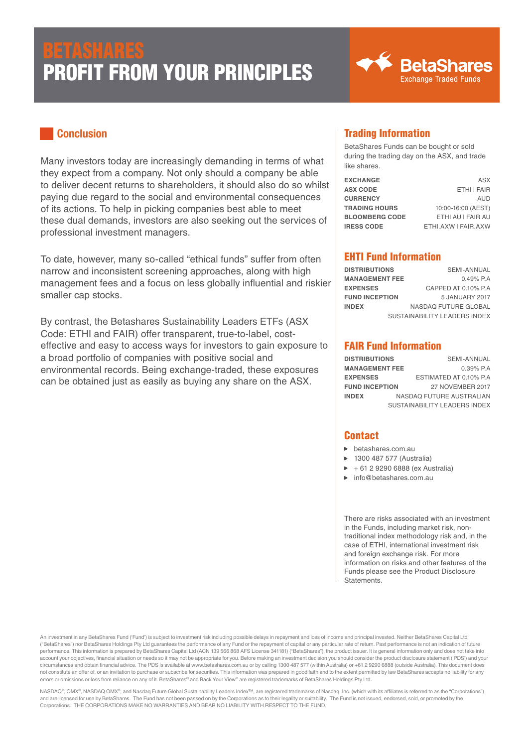# BETASHARES PROFIT FROM YOUR PRINCIPLES

BetaShares Exchange Traded Funds

## Conclusion

Many investors today are increasingly demanding in terms of what they expect from a company. Not only should a company be able to deliver decent returns to shareholders, it should also do so whilst paying due regard to the social and environmental consequences of its actions. To help in picking companies best able to meet these dual demands, investors are also seeking out the services of professional investment managers.

To date, however, many so-called "ethical funds" suffer from often narrow and inconsistent screening approaches, along with high management fees and a focus on less globally influential and riskier smaller cap stocks.

By contrast, the Betashares Sustainability Leaders ETFs (ASX Code: ETHI and FAIR) offer transparent, true-to-label, cost-effective and easy to access ways for investors to gain exposure to a broad portfolio of companies with positive social and environmental records. Being exchange-traded, these exposures can be obtained just as easily as buying any share on the ASX.

## Trading Information

BetaShares Funds can be bought or sold during the trading day on the ASX, and trade like shares.

| | |
|---|---|
| **EXCHANGE** | ASX |
| **ASX CODE** | ETHI I FAIR |
| **CURRENCY** | AUD |
| **TRADING HOURS** | 10:00-16:00 (AEST) |
| **BLOOMBERG CODE** | ETHI AU I FAIR AU |
| **IRESS CODE** | ETHI.AXW I FAIR.AXW |

## EHTI Fund Information

| | |
|---|---|
| **DISTRIBUTIONS** | SEMI-ANNUAL |
| **MANAGEMENT FEE** | 0.49% P.A |
| **EXPENSES** | CAPPED AT 0.10% P.A |
| **FUND INCEPTION** | 5 JANUARY 2017 |
| **INDEX** | NASDAQ FUTURE GLOBAL SUSTAINABILITY LEADERS INDEX |

## FAIR Fund Information

| | |
|---|---|
| **DISTRIBUTIONS** | SEMI-ANNUAL |
| **MANAGEMENT FEE** | 0.39% P.A |
| **EXPENSES** | ESTIMATED AT 0.10% P.A |
| **FUND INCEPTION** | 27 NOVEMBER 2017 |
| **INDEX** | NASDAQ FUTURE AUSTRALIAN SUSTAINABILITY LEADERS INDEX |

## Contact

- betashares.com.au
- 1300 487 577 (Australia)
- + 61 2 9290 6888 (ex Australia)
- info@betashares.com.au

There are risks associated with an investment in the Funds, including market risk, non-traditional index methodology risk and, in the case of ETHI, international investment risk and foreign exchange risk. For more information on risks and other features of the Funds please see the Product Disclosure Statements.

An investment in any BetaShares Fund ('Fund') is subject to investment risk including possible delays in repayment and loss of income and principal invested. Neither BetaShares Capital Ltd ("BetaShares") nor BetaShares Holdings Pty Ltd guarantees the performance of any Fund or the repayment of capital or any particular rate of return. Past performance is not an indication of future performance. This information is prepared by BetaShares Capital Ltd (ACN 139 566 868 AFS License 341181) ("BetaShares"), the product issuer. It is general information only and does not take into account your objectives, financial situation or needs so it may not be appropriate for you. Before making an investment decision you should consider the product disclosure statement ('PDS') and your circumstances and obtain financial advice. The PDS is available at www.betashares.com.au or by calling 1300 487 577 (within Australia) or +61 2 9290 6888 (outside Australia). This document does not constitute an offer of, or an invitation to purchase or subscribe for securities. This information was prepared in good faith and to the extent permitted by law BetaShares accepts no liability for any errors or omissions or loss from reliance on any of it. BetaShares® and Back Your View® are registered trademarks of BetaShares Holdings Pty Ltd.

NASDAQ®, OMX®, NASDAQ OMX®, and Nasdaq Future Global Sustainability Leaders Index™, are registered trademarks of Nasdaq, Inc. (which with its affiliates is referred to as the "Corporations") and are licensed for use by BetaShares. The Fund has not been passed on by the Corporations as to their legality or suitability. The Fund is not issued, endorsed, sold, or promoted by the Corporations. THE CORPORATIONS MAKE NO WARRANTIES AND BEAR NO LIABILITY WITH RESPECT TO THE FUND.